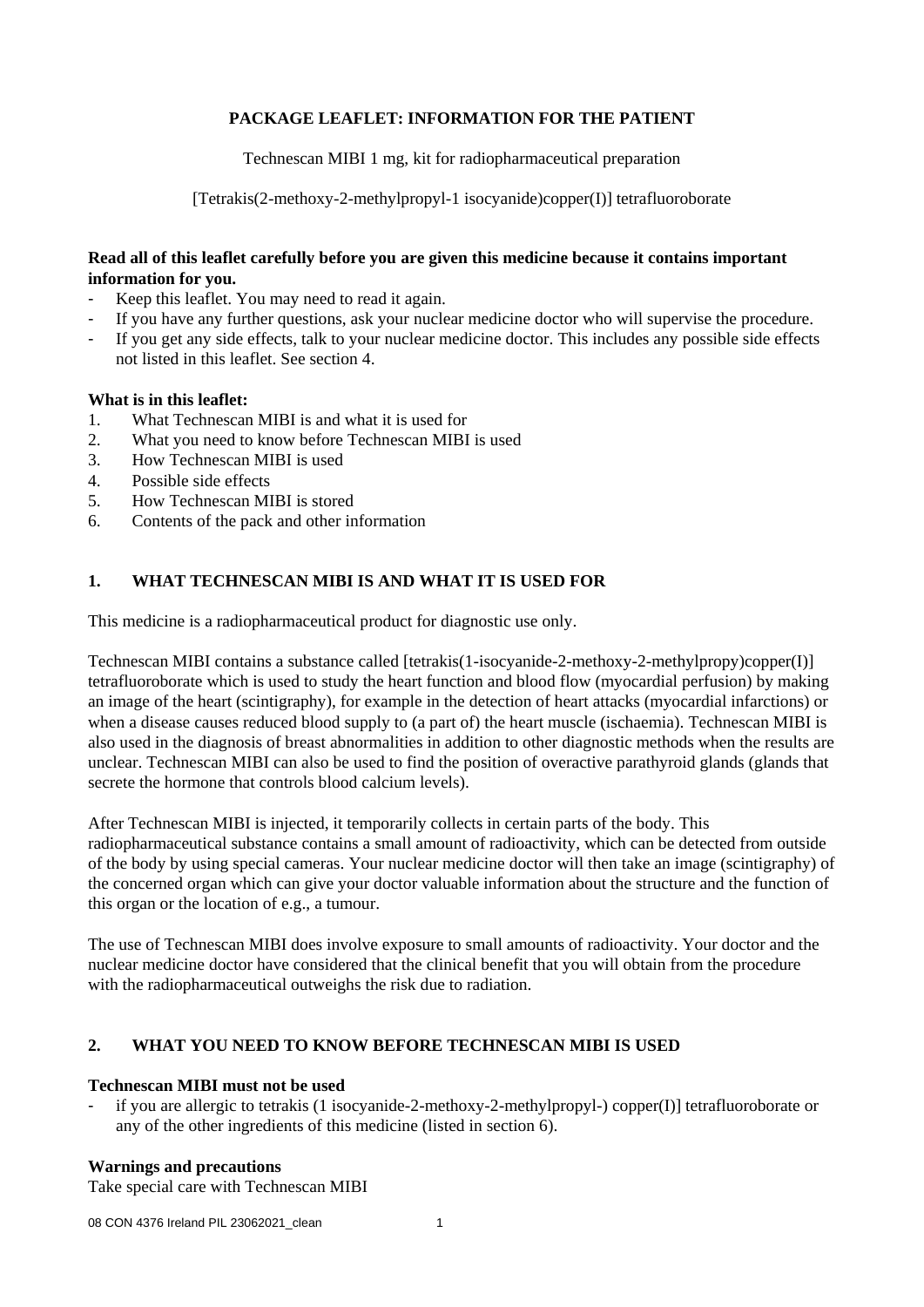**PACKAGE LEAFLET: INFORMATION FOR THE PATIENT**

Technescan MIBI 1 mg, kit for radiopharmaceutical preparation

[Tetrakis(2-methoxy-2-methylpropyl-1 isocyanide)copper(I)] tetrafluoroborate

**Read all of this leaflet carefully before you are given this medicine because it contains important information for you.**

- Keep this leaflet. You may need to read it again.
- If you have any further questions, ask your nuclear medicine doctor who will supervise the procedure.
- If you get any side effects, talk to your nuclear medicine doctor. This includes any possible side effects not listed in this leaflet. See section 4.

**What is in this leaflet:**

1. What Technescan MIBI is and what it is used for
2. What you need to know before Technescan MIBI is used
3. How Technescan MIBI is used
4. Possible side effects
5. How Technescan MIBI is stored
6. Contents of the pack and other information

## 1. WHAT TECHNESCAN MIBI IS AND WHAT IT IS USED FOR

This medicine is a radiopharmaceutical product for diagnostic use only.

Technescan MIBI contains a substance called [tetrakis(1-isocyanide-2-methoxy-2-methylpropy)copper(I)] tetrafluoroborate which is used to study the heart function and blood flow (myocardial perfusion) by making an image of the heart (scintigraphy), for example in the detection of heart attacks (myocardial infarctions) or when a disease causes reduced blood supply to (a part of) the heart muscle (ischaemia). Technescan MIBI is also used in the diagnosis of breast abnormalities in addition to other diagnostic methods when the results are unclear. Technescan MIBI can also be used to find the position of overactive parathyroid glands (glands that secrete the hormone that controls blood calcium levels).

After Technescan MIBI is injected, it temporarily collects in certain parts of the body. This radiopharmaceutical substance contains a small amount of radioactivity, which can be detected from outside of the body by using special cameras. Your nuclear medicine doctor will then take an image (scintigraphy) of the concerned organ which can give your doctor valuable information about the structure and the function of this organ or the location of e.g., a tumour.

The use of Technescan MIBI does involve exposure to small amounts of radioactivity. Your doctor and the nuclear medicine doctor have considered that the clinical benefit that you will obtain from the procedure with the radiopharmaceutical outweighs the risk due to radiation.

## 2. WHAT YOU NEED TO KNOW BEFORE TECHNESCAN MIBI IS USED

**Technescan MIBI must not be used**

- if you are allergic to tetrakis (1 isocyanide-2-methoxy-2-methylpropyl-) copper(I)] tetrafluoroborate or any of the other ingredients of this medicine (listed in section 6).

**Warnings and precautions**

Take special care with Technescan MIBI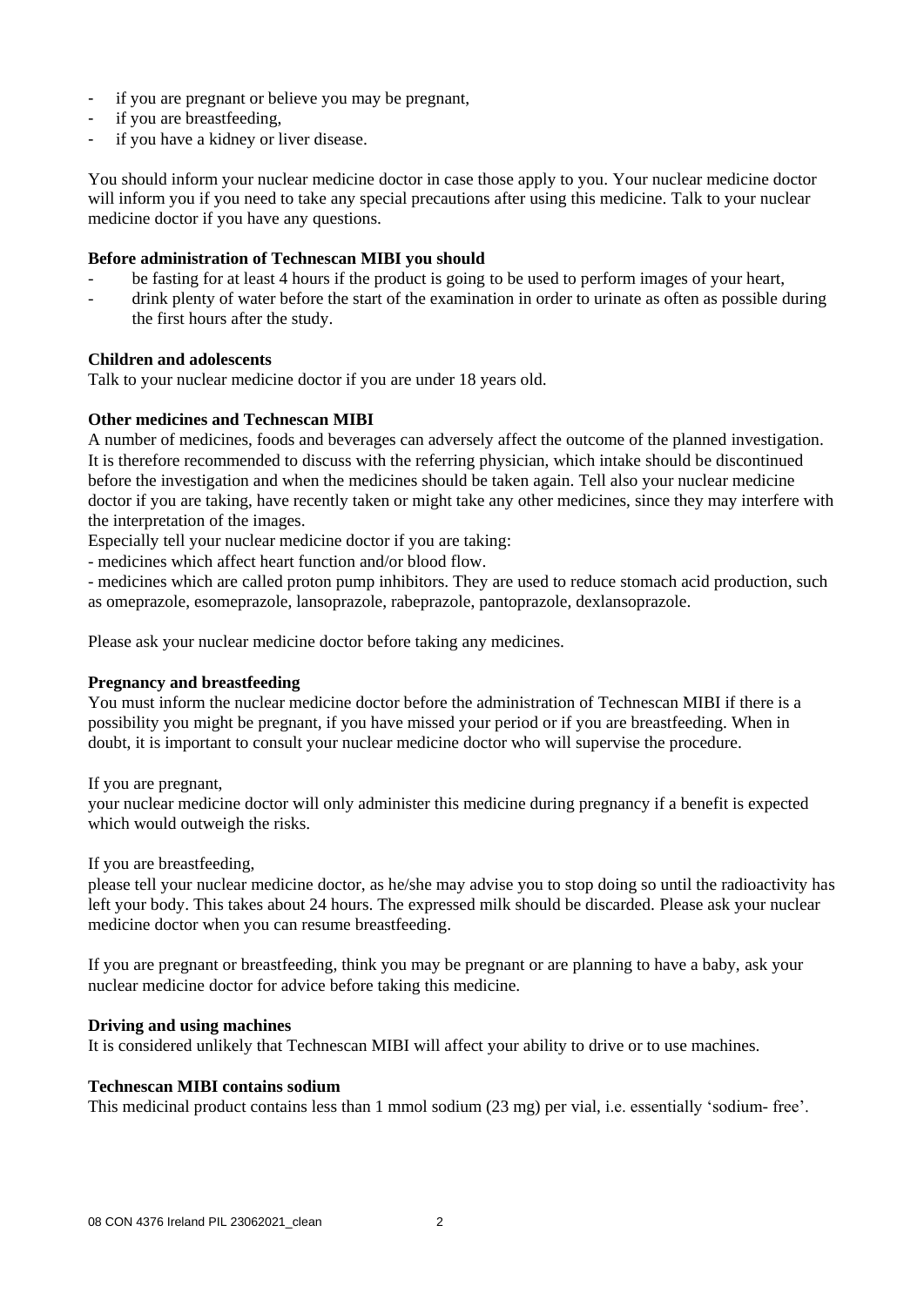- if you are pregnant or believe you may be pregnant,
- if you are breastfeeding,
- if you have a kidney or liver disease.

You should inform your nuclear medicine doctor in case those apply to you. Your nuclear medicine doctor will inform you if you need to take any special precautions after using this medicine. Talk to your nuclear medicine doctor if you have any questions.

**Before administration of Technescan MIBI you should**

- be fasting for at least 4 hours if the product is going to be used to perform images of your heart,
- drink plenty of water before the start of the examination in order to urinate as often as possible during the first hours after the study.

**Children and adolescents**

Talk to your nuclear medicine doctor if you are under 18 years old.

**Other medicines and Technescan MIBI**

A number of medicines, foods and beverages can adversely affect the outcome of the planned investigation. It is therefore recommended to discuss with the referring physician, which intake should be discontinued before the investigation and when the medicines should be taken again. Tell also your nuclear medicine doctor if you are taking, have recently taken or might take any other medicines, since they may interfere with the interpretation of the images.

Especially tell your nuclear medicine doctor if you are taking:

- medicines which affect heart function and/or blood flow.
- medicines which are called proton pump inhibitors. They are used to reduce stomach acid production, such as omeprazole, esomeprazole, lansoprazole, rabeprazole, pantoprazole, dexlansoprazole.

Please ask your nuclear medicine doctor before taking any medicines.

**Pregnancy and breastfeeding**

You must inform the nuclear medicine doctor before the administration of Technescan MIBI if there is a possibility you might be pregnant, if you have missed your period or if you are breastfeeding. When in doubt, it is important to consult your nuclear medicine doctor who will supervise the procedure.

If you are pregnant,
your nuclear medicine doctor will only administer this medicine during pregnancy if a benefit is expected which would outweigh the risks.

If you are breastfeeding,
please tell your nuclear medicine doctor, as he/she may advise you to stop doing so until the radioactivity has left your body. This takes about 24 hours. The expressed milk should be discarded. Please ask your nuclear medicine doctor when you can resume breastfeeding.

If you are pregnant or breastfeeding, think you may be pregnant or are planning to have a baby, ask your nuclear medicine doctor for advice before taking this medicine.

**Driving and using machines**

It is considered unlikely that Technescan MIBI will affect your ability to drive or to use machines.

**Technescan MIBI contains sodium**

This medicinal product contains less than 1 mmol sodium (23 mg) per vial, i.e. essentially 'sodium- free'.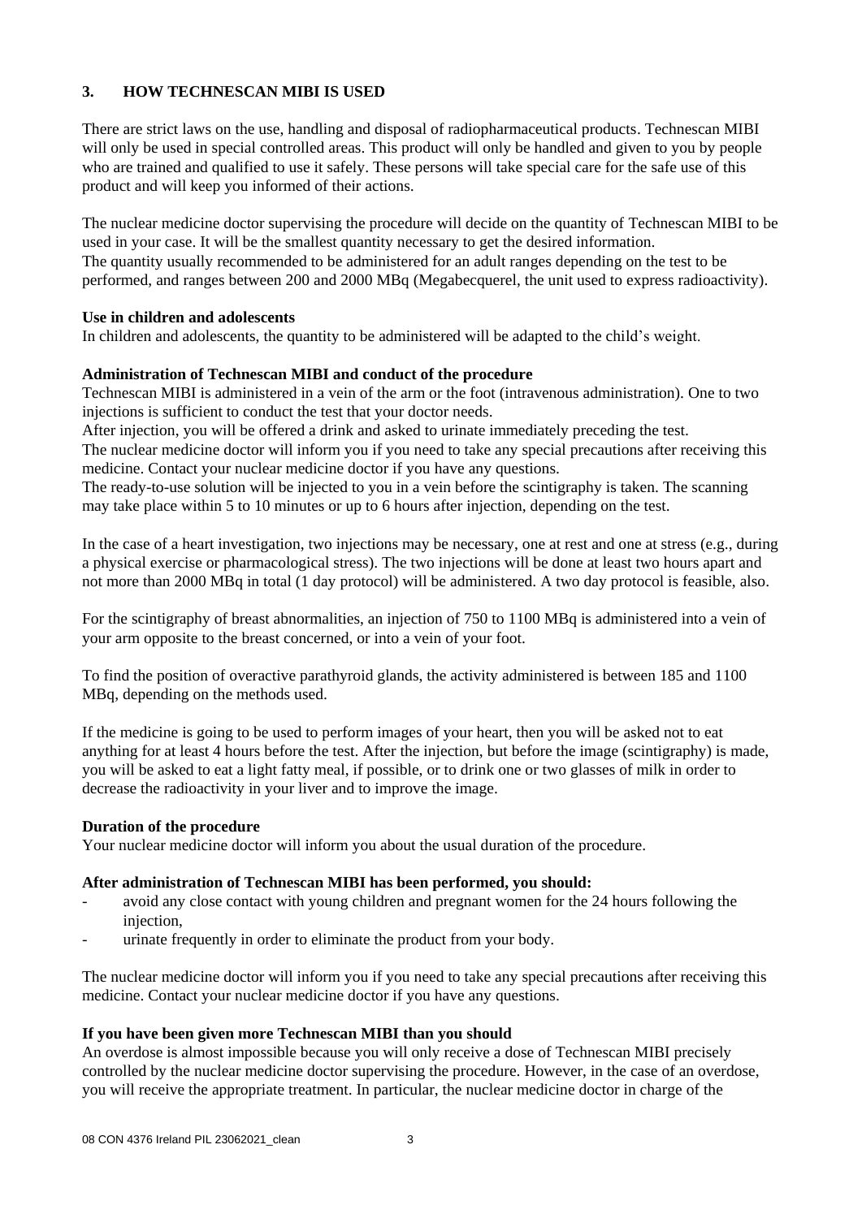## 3. HOW TECHNESCAN MIBI IS USED

There are strict laws on the use, handling and disposal of radiopharmaceutical products. Technescan MIBI will only be used in special controlled areas. This product will only be handled and given to you by people who are trained and qualified to use it safely. These persons will take special care for the safe use of this product and will keep you informed of their actions.

The nuclear medicine doctor supervising the procedure will decide on the quantity of Technescan MIBI to be used in your case. It will be the smallest quantity necessary to get the desired information.
The quantity usually recommended to be administered for an adult ranges depending on the test to be performed, and ranges between 200 and 2000 MBq (Megabecquerel, the unit used to express radioactivity).

**Use in children and adolescents**
In children and adolescents, the quantity to be administered will be adapted to the child's weight.

**Administration of Technescan MIBI and conduct of the procedure**
Technescan MIBI is administered in a vein of the arm or the foot (intravenous administration). One to two injections is sufficient to conduct the test that your doctor needs.
After injection, you will be offered a drink and asked to urinate immediately preceding the test.
The nuclear medicine doctor will inform you if you need to take any special precautions after receiving this medicine. Contact your nuclear medicine doctor if you have any questions.
The ready-to-use solution will be injected to you in a vein before the scintigraphy is taken. The scanning may take place within 5 to 10 minutes or up to 6 hours after injection, depending on the test.

In the case of a heart investigation, two injections may be necessary, one at rest and one at stress (e.g., during a physical exercise or pharmacological stress). The two injections will be done at least two hours apart and not more than 2000 MBq in total (1 day protocol) will be administered. A two day protocol is feasible, also.

For the scintigraphy of breast abnormalities, an injection of 750 to 1100 MBq is administered into a vein of your arm opposite to the breast concerned, or into a vein of your foot.

To find the position of overactive parathyroid glands, the activity administered is between 185 and 1100 MBq, depending on the methods used.

If the medicine is going to be used to perform images of your heart, then you will be asked not to eat anything for at least 4 hours before the test. After the injection, but before the image (scintigraphy) is made, you will be asked to eat a light fatty meal, if possible, or to drink one or two glasses of milk in order to decrease the radioactivity in your liver and to improve the image.

**Duration of the procedure**
Your nuclear medicine doctor will inform you about the usual duration of the procedure.

**After administration of Technescan MIBI has been performed, you should:**

- avoid any close contact with young children and pregnant women for the 24 hours following the injection,
- urinate frequently in order to eliminate the product from your body.

The nuclear medicine doctor will inform you if you need to take any special precautions after receiving this medicine. Contact your nuclear medicine doctor if you have any questions.

**If you have been given more Technescan MIBI than you should**
An overdose is almost impossible because you will only receive a dose of Technescan MIBI precisely controlled by the nuclear medicine doctor supervising the procedure. However, in the case of an overdose, you will receive the appropriate treatment. In particular, the nuclear medicine doctor in charge of the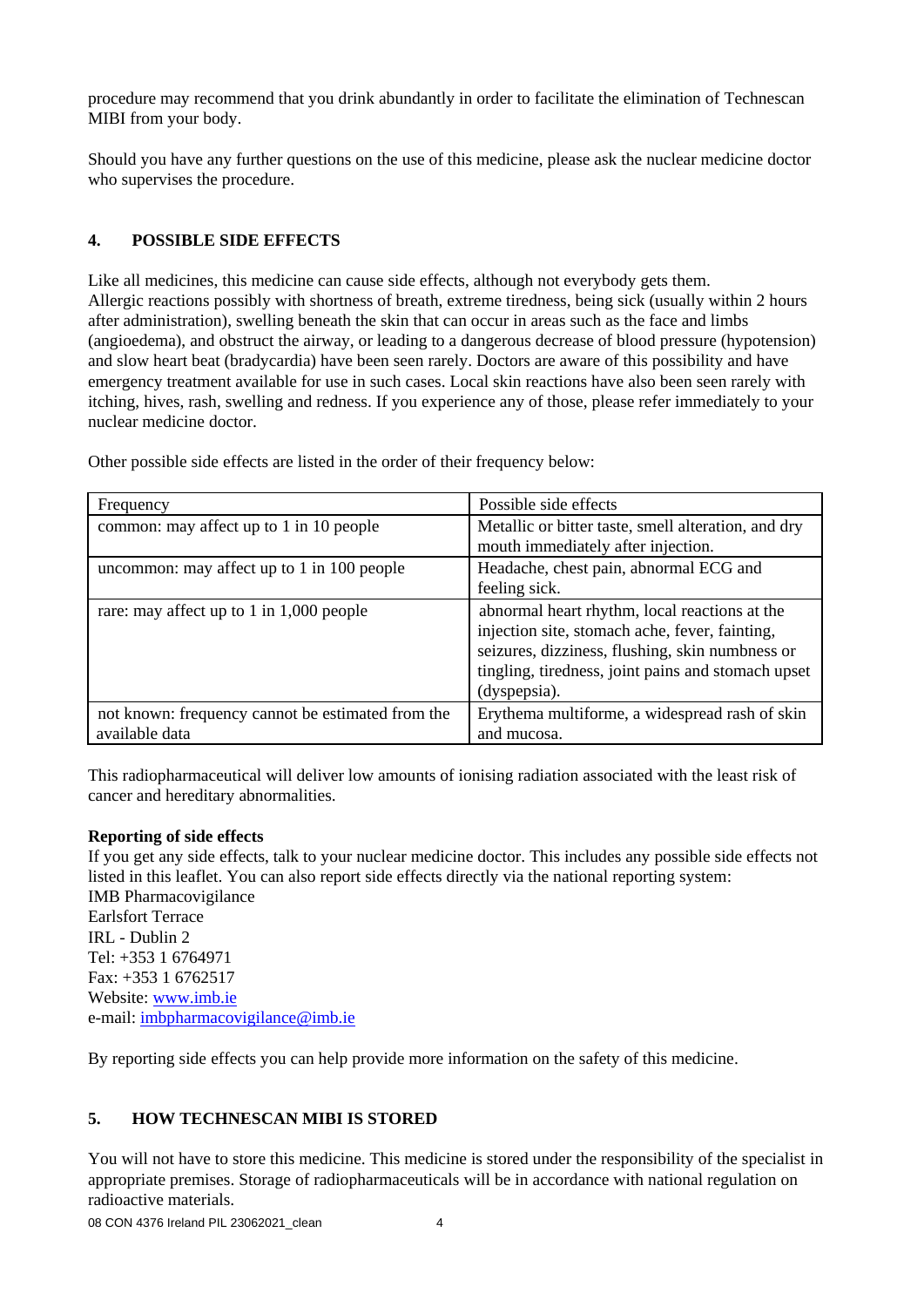procedure may recommend that you drink abundantly in order to facilitate the elimination of Technescan MIBI from your body.

Should you have any further questions on the use of this medicine, please ask the nuclear medicine doctor who supervises the procedure.

## 4. POSSIBLE SIDE EFFECTS

Like all medicines, this medicine can cause side effects, although not everybody gets them.
Allergic reactions possibly with shortness of breath, extreme tiredness, being sick (usually within 2 hours after administration), swelling beneath the skin that can occur in areas such as the face and limbs (angioedema), and obstruct the airway, or leading to a dangerous decrease of blood pressure (hypotension) and slow heart beat (bradycardia) have been seen rarely. Doctors are aware of this possibility and have emergency treatment available for use in such cases. Local skin reactions have also been seen rarely with itching, hives, rash, swelling and redness. If you experience any of those, please refer immediately to your nuclear medicine doctor.

Other possible side effects are listed in the order of their frequency below:

| Frequency | Possible side effects |
|---|---|
| common: may affect up to 1 in 10 people | Metallic or bitter taste, smell alteration, and dry mouth immediately after injection. |
| uncommon: may affect up to 1 in 100 people | Headache, chest pain, abnormal ECG and feeling sick. |
| rare: may affect up to 1 in 1,000 people | abnormal heart rhythm, local reactions at the injection site, stomach ache, fever, fainting, seizures, dizziness, flushing, skin numbness or tingling, tiredness, joint pains and stomach upset (dyspepsia). |
| not known: frequency cannot be estimated from the available data | Erythema multiforme, a widespread rash of skin and mucosa. |

This radiopharmaceutical will deliver low amounts of ionising radiation associated with the least risk of cancer and hereditary abnormalities.

**Reporting of side effects**
If you get any side effects, talk to your nuclear medicine doctor. This includes any possible side effects not listed in this leaflet. You can also report side effects directly via the national reporting system:
IMB Pharmacovigilance
Earlsfort Terrace
IRL - Dublin 2
Tel: +353 1 6764971
Fax: +353 1 6762517
Website: www.imb.ie
e-mail: imbpharmacovigilance@imb.ie

By reporting side effects you can help provide more information on the safety of this medicine.

## 5. HOW TECHNESCAN MIBI IS STORED

You will not have to store this medicine. This medicine is stored under the responsibility of the specialist in appropriate premises. Storage of radiopharmaceuticals will be in accordance with national regulation on radioactive materials.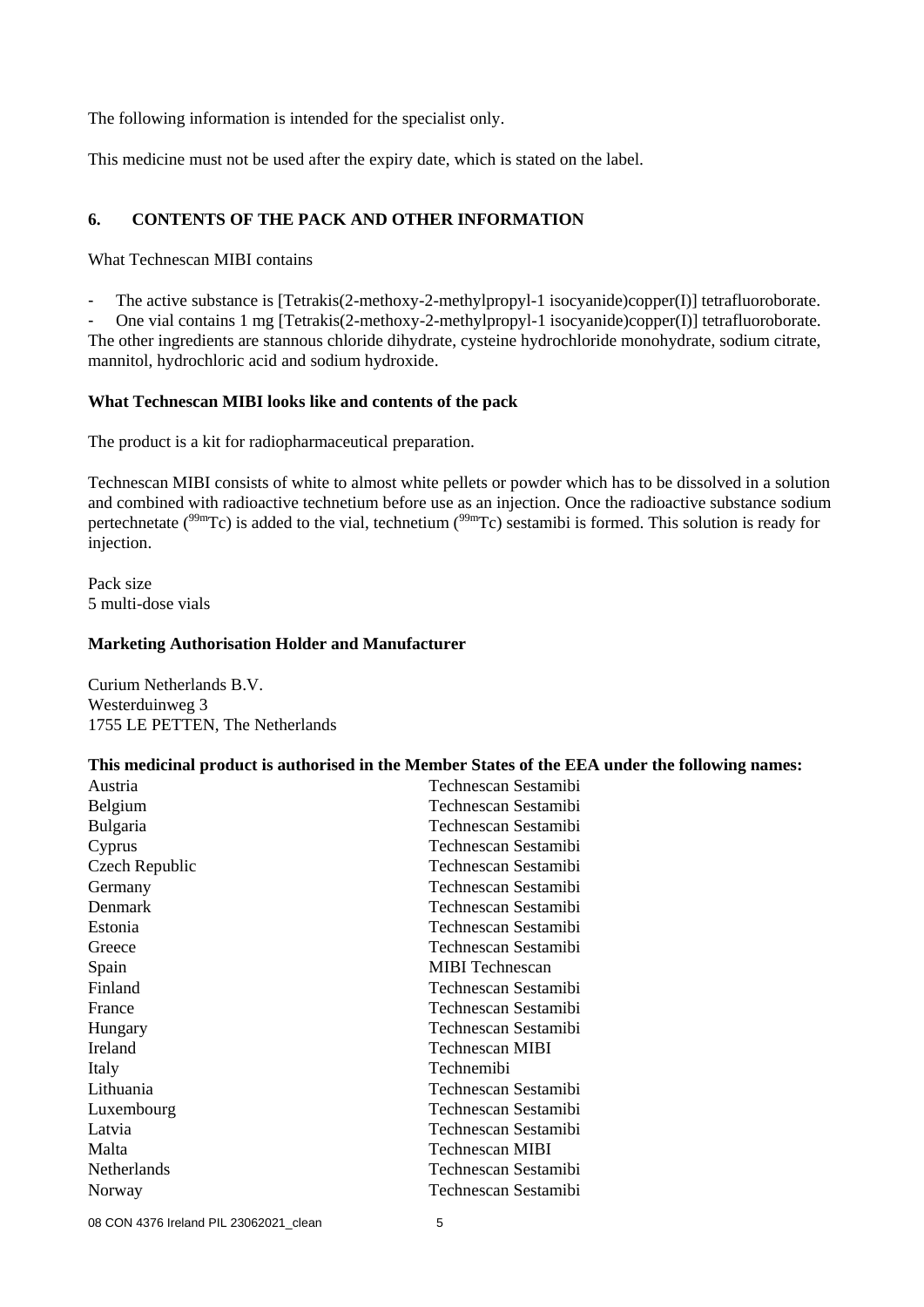The following information is intended for the specialist only.

This medicine must not be used after the expiry date, which is stated on the label.

## 6. CONTENTS OF THE PACK AND OTHER INFORMATION

What Technescan MIBI contains

- The active substance is [Tetrakis(2-methoxy-2-methylpropyl-1 isocyanide)copper(I)] tetrafluoroborate.
- One vial contains 1 mg [Tetrakis(2-methoxy-2-methylpropyl-1 isocyanide)copper(I)] tetrafluoroborate.

The other ingredients are stannous chloride dihydrate, cysteine hydrochloride monohydrate, sodium citrate, mannitol, hydrochloric acid and sodium hydroxide.

**What Technescan MIBI looks like and contents of the pack**

The product is a kit for radiopharmaceutical preparation.

Technescan MIBI consists of white to almost white pellets or powder which has to be dissolved in a solution and combined with radioactive technetium before use as an injection. Once the radioactive substance sodium pertechnetate ($^{99m}$Tc) is added to the vial, technetium ($^{99m}$Tc) sestamibi is formed. This solution is ready for injection.

Pack size
5 multi-dose vials

**Marketing Authorisation Holder and Manufacturer**

Curium Netherlands B.V.
Westerduinweg 3
1755 LE PETTEN, The Netherlands

**This medicinal product is authorised in the Member States of the EEA under the following names:**

| | |
|---|---|
| Austria | Technescan Sestamibi |
| Belgium | Technescan Sestamibi |
| Bulgaria | Technescan Sestamibi |
| Cyprus | Technescan Sestamibi |
| Czech Republic | Technescan Sestamibi |
| Germany | Technescan Sestamibi |
| Denmark | Technescan Sestamibi |
| Estonia | Technescan Sestamibi |
| Greece | Technescan Sestamibi |
| Spain | MIBI Technescan |
| Finland | Technescan Sestamibi |
| France | Technescan Sestamibi |
| Hungary | Technescan Sestamibi |
| Ireland | Technescan MIBI |
| Italy | Technemibi |
| Lithuania | Technescan Sestamibi |
| Luxembourg | Technescan Sestamibi |
| Latvia | Technescan Sestamibi |
| Malta | Technescan MIBI |
| Netherlands | Technescan Sestamibi |
| Norway | Technescan Sestamibi |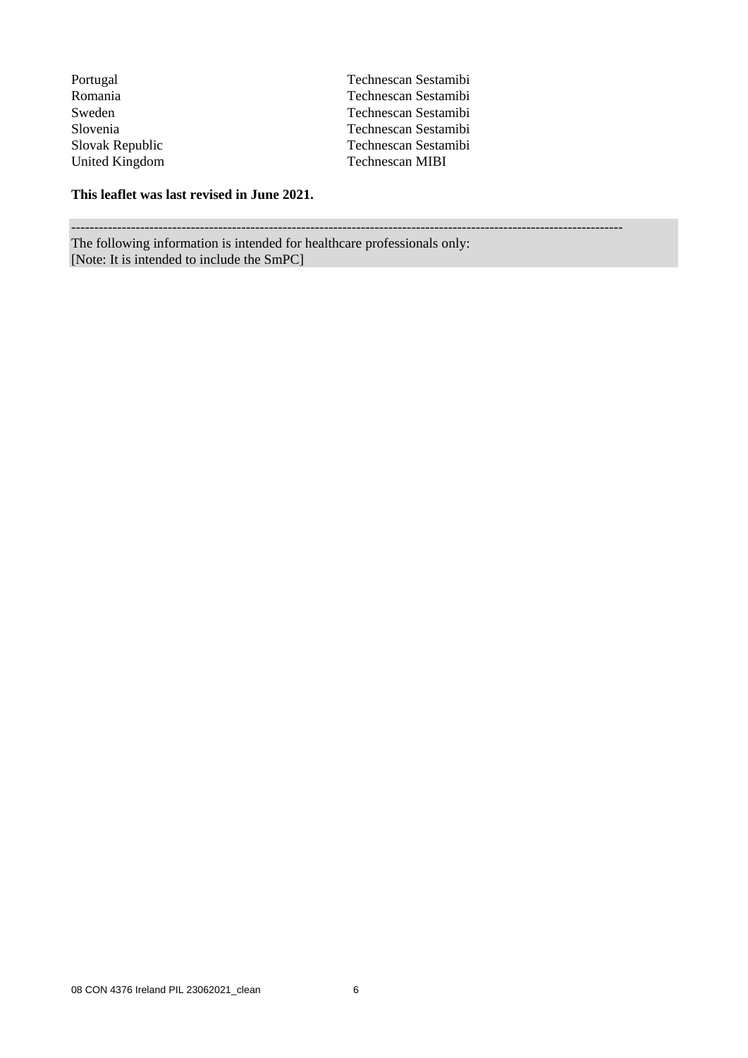| | |
|---|---|
| Portugal | Technescan Sestamibi |
| Romania | Technescan Sestamibi |
| Sweden | Technescan Sestamibi |
| Slovenia | Technescan Sestamibi |
| Slovak Republic | Technescan Sestamibi |
| United Kingdom | Technescan MIBI |

**This leaflet was last revised in June 2021.**

---------------------------------------------------------------------------------------------------------------------

The following information is intended for healthcare professionals only:
[Note: It is intended to include the SmPC]